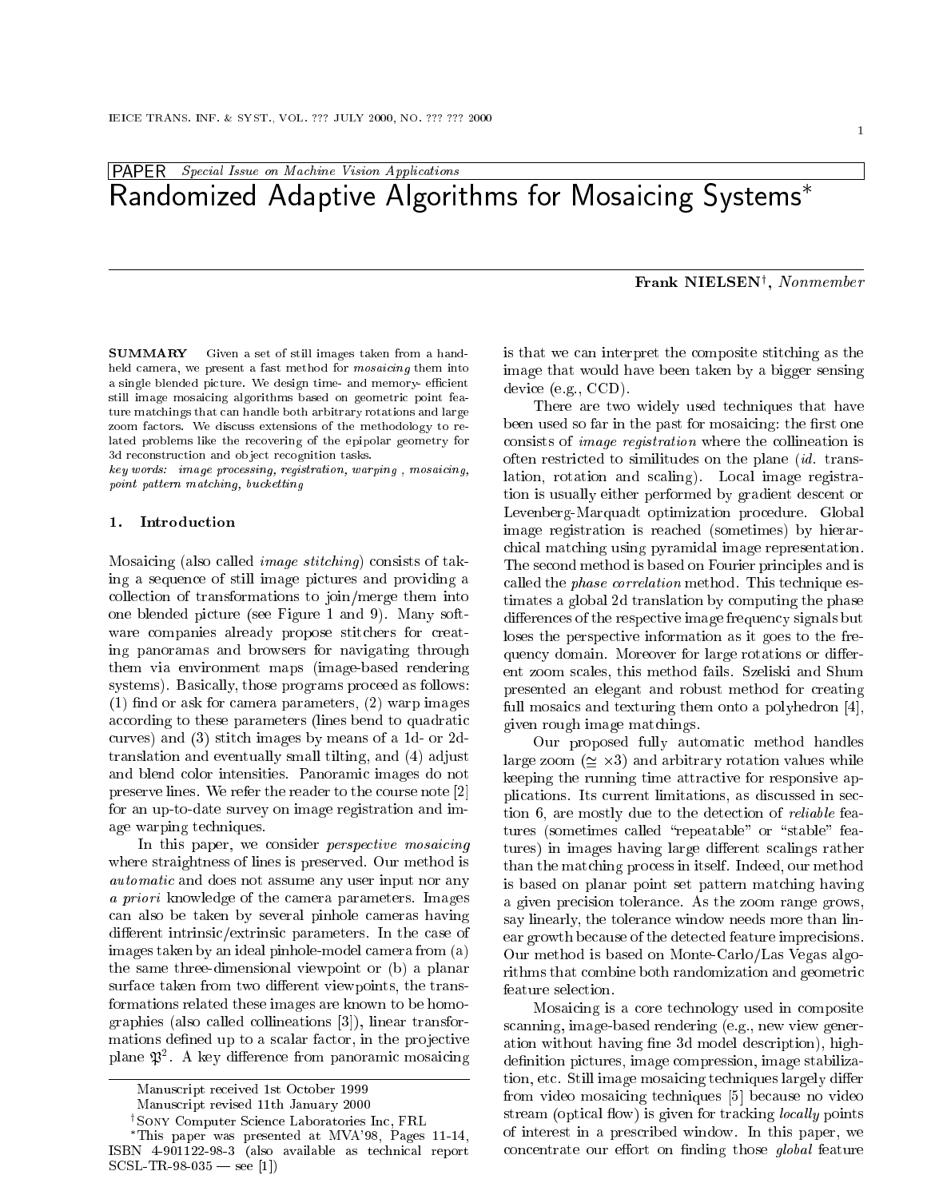PAPER *Special Issue on Machine Vision Applications*

# Randomized Adaptive Algorithms for Mosaicing Systems*

**Frank NIELSEN**[†], *Nonmember*

**SUMMARY** Given a set of still images taken from a hand-held camera, we present a fast method for *mosaicing* them into a single blended picture. We design time- and memory- efficient still image mosaicing algorithms based on geometric point feature matchings that can handle both arbitrary rotations and large zoom factors. We discuss extensions of the methodology to related problems like the recovering of the epipolar geometry for 3d reconstruction and object recognition tasks.

*key words: image processing, registration, warping , mosaicing, point pattern matching, bucketting*

## 1. Introduction

Mosaicing (also called *image stitching*) consists of taking a sequence of still image pictures and providing a collection of transformations to join/merge them into one blended picture (see Figure 1 and 9). Many software companies already propose stitchers for creating panoramas and browsers for navigating through them via environment maps (image-based rendering systems). Basically, those programs proceed as follows: (1) find or ask for camera parameters, (2) warp images according to these parameters (lines bend to quadratic curves) and (3) stitch images by means of a 1d- or 2d-translation and eventually small tilting, and (4) adjust and blend color intensities. Panoramic images do not preserve lines. We refer the reader to the course note [2] for an up-to-date survey on image registration and image warping techniques.

In this paper, we consider *perspective mosaicing* where straightness of lines is preserved. Our method is *automatic* and does not assume any user input nor any *a priori* knowledge of the camera parameters. Images can also be taken by several pinhole cameras having different intrinsic/extrinsic parameters. In the case of images taken by an ideal pinhole-model camera from (a) the same three-dimensional viewpoint or (b) a planar surface taken from two different viewpoints, the transformations related these images are known to be homographies (also called collineations [3]), linear transformations defined up to a scalar factor, in the projective plane $\mathfrak{P}^2$. A key difference from panoramic mosaicing is that we can interpret the composite stitching as the image that would have been taken by a bigger sensing device (e.g., CCD).

There are two widely used techniques that have been used so far in the past for mosaicing: the first one consists of *image registration* where the collineation is often restricted to similitudes on the plane (*id.* translation, rotation and scaling). Local image registration is usually either performed by gradient descent or Levenberg-Marquadt optimization procedure. Global image registration is reached (sometimes) by hierarchical matching using pyramidal image representation. The second method is based on Fourier principles and is called the *phase correlation* method. This technique estimates a global 2d translation by computing the phase differences of the respective image frequency signals but loses the perspective information as it goes to the frequency domain. Moreover for large rotations or different zoom scales, this method fails. Szeliski and Shum presented an elegant and robust method for creating full mosaics and texturing them onto a polyhedron [4], given rough image matchings.

Our proposed fully automatic method handles large zoom ($\simeq \times 3$) and arbitrary rotation values while keeping the running time attractive for responsive applications. Its current limitations, as discussed in section 6, are mostly due to the detection of *reliable* features (sometimes called "repeatable" or "stable" features) in images having large different scalings rather than the matching process in itself. Indeed, our method is based on planar point set pattern matching having a given precision tolerance. As the zoom range grows, say linearly, the tolerance window needs more than linear growth because of the detected feature imprecisions. Our method is based on Monte-Carlo/Las Vegas algorithms that combine both randomization and geometric feature selection.

Mosaicing is a core technology used in composite scanning, image-based rendering (e.g., new view generation without having fine 3d model description), high-definition pictures, image compression, image stabilization, etc. Still image mosaicing techniques largely differ from video mosaicing techniques [5] because no video stream (optical flow) is given for tracking *locally* points of interest in a prescribed window. In this paper, we concentrate our effort on finding those *global* feature

---

Manuscript received 1st October 1999

Manuscript revised 11th January 2000

[†] Sony Computer Science Laboratories Inc, FRL

*This paper was presented at MVA'98, Pages 11-14, ISBN 4-901122-98-3 (also available as technical report SCSL-TR-98-035 — see [1])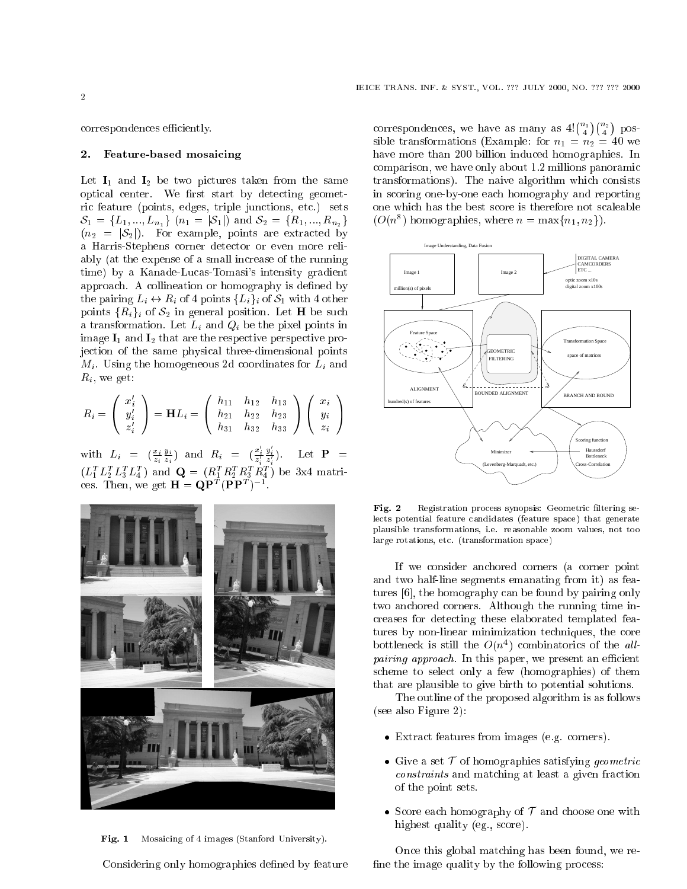correspondences efficiently.

## 2. Feature-based mosaicing

Let $\mathbf{I}_1$ and $\mathbf{I}_2$ be two pictures taken from the same optical center. We first start by detecting geometric feature (points, edges, triple junctions, etc.) sets $\mathcal{S}_1 = \{L_1, ..., L_{n_1}\}$ ($n_1 = |\mathcal{S}_1|$) and $\mathcal{S}_2 = \{R_1, ..., R_{n_2}\}$ ($n_2 = |\mathcal{S}_2|$). For example, points are extracted by a Harris-Stephens corner detector or even more reliably (at the expense of a small increase of the running time) by a Kanade-Lucas-Tomasi's intensity gradient approach. A collineation or homography is defined by the pairing $L_i \leftrightarrow R_i$ of 4 points $\{L_i\}_i$ of $\mathcal{S}_1$ with 4 other points $\{R_i\}_i$ of $\mathcal{S}_2$ in general position. Let $\mathbf{H}$ be such a transformation. Let $L_i$ and $Q_i$ be the pixel points in image $\mathbf{I}_1$ and $\mathbf{I}_2$ that are the respective perspective projection of the same physical three-dimensional points $M_i$. Using the homogeneous 2d coordinates for $L_i$ and $R_i$, we get:

$$R_i = \begin{pmatrix} x'_i \\ y'_i \\ z'_i \end{pmatrix} = \mathbf{H}L_i = \begin{pmatrix} h_{11} & h_{12} & h_{13} \\ h_{21} & h_{22} & h_{23} \\ h_{31} & h_{32} & h_{33} \end{pmatrix} \begin{pmatrix} x_i \\ y_i \\ z_i \end{pmatrix}$$

with $L_i = (\frac{x_i}{z_i} \frac{y_i}{z_i})$ and $R_i = (\frac{x'_i}{z'_i} \frac{y'_i}{z'_i})$. Let $\mathbf{P} = (L_1^T L_2^T L_3^T L_4^T)$ and $\mathbf{Q} = (R_1^T R_2^T R_3^T R_4^T)$ be 3x4 matrices. Then, we get $\mathbf{H} = \mathbf{Q}\mathbf{P}^T(\mathbf{P}\mathbf{P}^T)^{-1}$.

**Fig. 1** Mosaicing of 4 images (Stanford University).

Considering only homographies defined by feature correspondences, we have as many as $4!\binom{n_1}{4}\binom{n_2}{4}$ possible transformations (Example: for $n_1 = n_2 = 40$ we have more than 200 billion induced homographies. In comparison, we have only about 1.2 millions panoramic transformations). The naive algorithm which consists in scoring one-by-one each homography and reporting one which has the best score is therefore not scaleable ($O(n^8)$ homographies, where $n = \max\{n_1, n_2\}$).

**Fig. 2** Registration process synopsis: Geometric filtering selects potential feature candidates (feature space) that generate plausible transformations, i.e. reasonable zoom values, not too large rotations, etc. (transformation space)

If we consider anchored corners (a corner point and two half-line segments emanating from it) as features [6], the homography can be found by pairing only two anchored corners. Although the running time increases for detecting these elaborated templated features by non-linear minimization techniques, the core bottleneck is still the $O(n^4)$ combinatorics of the *all-pairing approach*. In this paper, we present an efficient scheme to select only a few (homographies) of them that are plausible to give birth to potential solutions.

The outline of the proposed algorithm is as follows (see also Figure 2):

- Extract features from images (e.g. corners).
- Give a set $\mathcal{T}$ of homographies satisfying *geometric constraints* and matching at least a given fraction of the point sets.
- Score each homography of $\mathcal{T}$ and choose one with highest quality (eg., score).

Once this global matching has been found, we refine the image quality by the following process: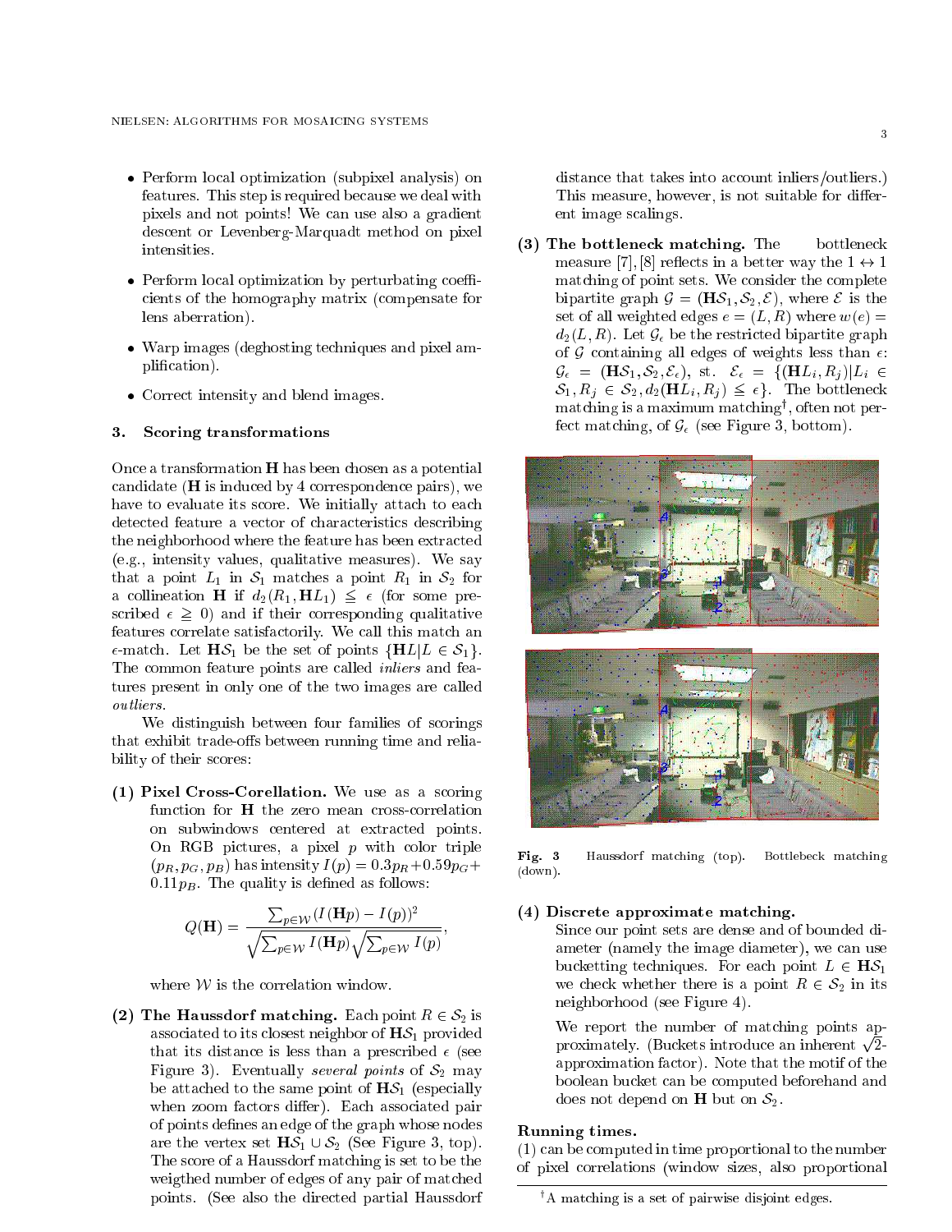- Perform local optimization (subpixel analysis) on features. This step is required because we deal with pixels and not points! We can use also a gradient descent or Levenberg-Marquadt method on pixel intensities.
- Perform local optimization by perturbating coefficients of the homography matrix (compensate for lens aberration).
- Warp images (deghosting techniques and pixel amplification).
- Correct intensity and blend images.

### 3. Scoring transformations

Once a transformation $\mathbf{H}$ has been chosen as a potential candidate ($\mathbf{H}$ is induced by 4 correspondence pairs), we have to evaluate its score. We initially attach to each detected feature a vector of characteristics describing the neighborhood where the feature has been extracted (e.g., intensity values, qualitative measures). We say that a point $L_1$ in $\mathcal{S}_1$ matches a point $R_1$ in $\mathcal{S}_2$ for a collineation $\mathbf{H}$ if $d_2(R_1, \mathbf{H}L_1) \leqq \epsilon$ (for some prescribed $\epsilon \geqq 0$) and if their corresponding qualitative features correlate satisfactorily. We call this match an $\epsilon$-match. Let $\mathbf{H}\mathcal{S}_1$ be the set of points $\{\mathbf{H}L | L \in \mathcal{S}_1\}$. The common feature points are called *inliers* and features present in only one of the two images are called *outliers*.

We distinguish between four families of scorings that exhibit trade-offs between running time and reliability of their scores:

**(1) Pixel Cross-Corellation.** We use as a scoring function for $\mathbf{H}$ the zero mean cross-correlation on subwindows centered at extracted points. On RGB pictures, a pixel $p$ with color triple $(p_R, p_G, p_B)$ has intensity $I(p) = 0.3p_R + 0.59p_G + 0.11p_B$. The quality is defined as follows:

$$Q(\mathbf{H}) = \frac{\sum_{p \in \mathcal{W}} (I(\mathbf{H}p) - I(p))^2}{\sqrt{\sum_{p \in \mathcal{W}} I(\mathbf{H}p)} \sqrt{\sum_{p \in \mathcal{W}} I(p)}},$$

where $\mathcal{W}$ is the correlation window.

**(2) The Haussdorf matching.** Each point $R \in \mathcal{S}_2$ is associated to its closest neighbor of $\mathbf{H}\mathcal{S}_1$ provided that its distance is less than a prescribed $\epsilon$ (see Figure 3). Eventually *several points* of $\mathcal{S}_2$ may be attached to the same point of $\mathbf{H}\mathcal{S}_1$ (especially when zoom factors differ). Each associated pair of points defines an edge of the graph whose nodes are the vertex set $\mathbf{H}\mathcal{S}_1 \cup \mathcal{S}_2$ (See Figure 3, top). The score of a Haussdorf matching is set to be the weigthed number of edges of any pair of matched points. (See also the directed partial Haussdorf distance that takes into account inliers/outliers.) This measure, however, is not suitable for different image scalings.

**(3) The bottleneck matching.** The bottleneck measure [7], [8] reflects in a better way the $1 \leftrightarrow 1$ matching of point sets. We consider the complete bipartite graph $\mathcal{G} = (\mathbf{H}\mathcal{S}_1, \mathcal{S}_2, \mathcal{E})$, where $\mathcal{E}$ is the set of all weighted edges $e = (L, R)$ where $w(e) = d_2(L, R)$. Let $\mathcal{G}_\epsilon$ be the restricted bipartite graph of $\mathcal{G}$ containing all edges of weights less than $\epsilon$: $\mathcal{G}_\epsilon = (\mathbf{H}\mathcal{S}_1, \mathcal{S}_2, \mathcal{E}_\epsilon)$, st. $\mathcal{E}_\epsilon = \{(\mathbf{H}L_i, R_j) | L_i \in \mathcal{S}_1, R_j \in \mathcal{S}_2, d_2(\mathbf{H}L_i, R_j) \leqq \epsilon\}$. The bottleneck matching is a maximum matching[†], often not perfect matching, of $\mathcal{G}_\epsilon$ (see Figure 3, bottom).

Fig. 3 Haussdorf matching (top). Bottlebeck matching (down).

**(4) Discrete approximate matching.** Since our point sets are dense and of bounded diameter (namely the image diameter), we can use bucketting techniques. For each point $L \in \mathbf{H}\mathcal{S}_1$ we check whether there is a point $R \in \mathcal{S}_2$ in its neighborhood (see Figure 4).

We report the number of matching points approximately. (Buckets introduce an inherent $\sqrt{2}$-approximation factor). Note that the motif of the boolean bucket can be computed beforehand and does not depend on $\mathbf{H}$ but on $\mathcal{S}_2$.

**Running times.**
(1) can be computed in time proportional to the number of pixel correlations (window sizes, also proportional

[†] A matching is a set of pairwise disjoint edges.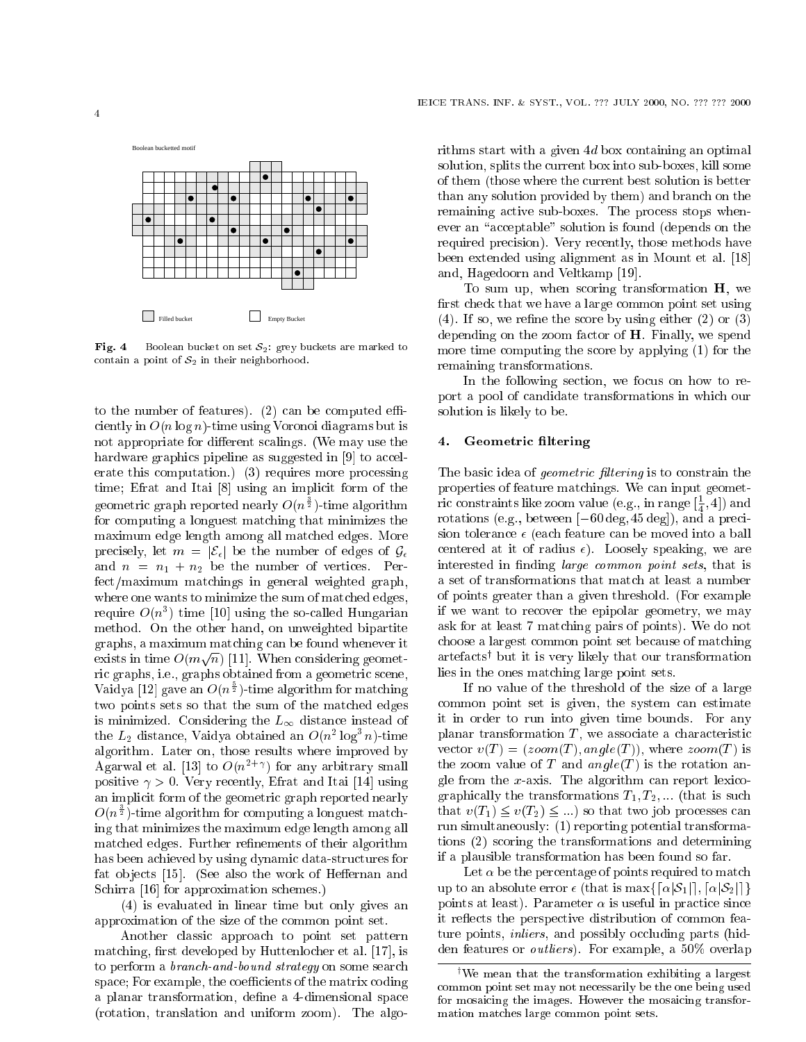Boolean bucketted motif

Filled bucket    Empty Bucket

**Fig. 4** Boolean bucket on set $\mathcal{S}_2$: grey buckets are marked to contain a point of $\mathcal{S}_2$ in their neighborhood.

to the number of features). (2) can be computed efficiently in $O(n \log n)$-time using Voronoi diagrams but is not appropriate for different scalings. (We may use the hardware graphics pipeline as suggested in [9] to accelerate this computation.) (3) requires more processing time; Efrat and Itai [8] using an implicit form of the geometric graph reported nearly $O(n^{\frac{3}{2}})$-time algorithm for computing a longuest matching that minimizes the maximum edge length among all matched edges. More precisely, let $m = |\mathcal{E}_\epsilon|$ be the number of edges of $\mathcal{G}_\epsilon$ and $n = n_1 + n_2$ be the number of vertices. Perfect/maximum matchings in general weighted graph, where one wants to minimize the sum of matched edges, require $O(n^3)$ time [10] using the so-called Hungarian method. On the other hand, on unweighted bipartite graphs, a maximum matching can be found whenever it exists in time $O(m\sqrt{n})$ [11]. When considering geometric graphs, i.e., graphs obtained from a geometric scene, Vaidya [12] gave an $O(n^{\frac{5}{2}})$-time algorithm for matching two points sets so that the sum of the matched edges is minimized. Considering the $L_\infty$ distance instead of the $L_2$ distance, Vaidya obtained an $O(n^2 \log^3 n)$-time algorithm. Later on, those results where improved by Agarwal et al. [13] to $O(n^{2+\gamma})$ for any arbitrary small positive $\gamma > 0$. Very recently, Efrat and Itai [14] using an implicit form of the geometric graph reported nearly $O(n^{\frac{3}{2}})$-time algorithm for computing a longuest matching that minimizes the maximum edge length among all matched edges. Further refinements of their algorithm has been achieved by using dynamic data-structures for fat objects [15]. (See also the work of Heffernan and Schirra [16] for approximation schemes.)

(4) is evaluated in linear time but only gives an approximation of the size of the common point set.

Another classic approach to point set pattern matching, first developed by Huttenlocher et al. [17], is to perform a *branch-and-bound strategy* on some search space; For example, the coefficients of the matrix coding a planar transformation, define a 4-dimensional space (rotation, translation and uniform zoom). The algorithms start with a given $4d$ box containing an optimal solution, splits the current box into sub-boxes, kill some of them (those where the current best solution is better than any solution provided by them) and branch on the remaining active sub-boxes. The process stops whenever an "acceptable" solution is found (depends on the required precision). Very recently, those methods have been extended using alignment as in Mount et al. [18] and, Hagedoorn and Veltkamp [19].

To sum up, when scoring transformation $\mathbf{H}$, we first check that we have a large common point set using (4). If so, we refine the score by using either (2) or (3) depending on the zoom factor of $\mathbf{H}$. Finally, we spend more time computing the score by applying (1) for the remaining transformations.

In the following section, we focus on how to report a pool of candidate transformations in which our solution is likely to be.

## 4. Geometric filtering

The basic idea of *geometric filtering* is to constrain the properties of feature matchings. We can input geometric constraints like zoom value (e.g., in range $[\frac{1}{4}, 4]$) and rotations (e.g., between $[-60\,\mathrm{deg}, 45\,\mathrm{deg}]$), and a precision tolerance $\epsilon$ (each feature can be moved into a ball centered at it of radius $\epsilon$). Loosely speaking, we are interested in finding *large common point sets*, that is a set of transformations that match at least a number of points greater than a given threshold. (For example if we want to recover the epipolar geometry, we may ask for at least 7 matching pairs of points). We do not choose a largest common point set because of matching artefacts[†] but it is very likely that our transformation lies in the ones matching large point sets.

If no value of the threshold of the size of a large common point set is given, the system can estimate it in order to run into given time bounds. For any planar transformation $T$, we associate a characteristic vector $v(T) = (zoom(T), angle(T))$, where $zoom(T)$ is the zoom value of $T$ and $angle(T)$ is the rotation angle from the $x$-axis. The algorithm can report lexicographically the transformations $T_1, T_2, \ldots$ (that is such that $v(T_1) \leq v(T_2) \leq \ldots$) so that two job processes can run simultaneously: (1) reporting potential transformations (2) scoring the transformations and determining if a plausible transformation has been found so far.

Let $\alpha$ be the percentage of points required to match up to an absolute error $\epsilon$ (that is $\max\{\lceil \alpha|\mathcal{S}_1|\rceil, \lceil \alpha|\mathcal{S}_2|\rceil\}$ points at least). Parameter $\alpha$ is useful in practice since it reflects the perspective distribution of common feature points, *inliers*, and possibly occluding parts (hidden features or *outliers*). For example, a 50% overlap

[†]We mean that the transformation exhibiting a largest common point set may not necessarily be the one being used for mosaicing the images. However the mosaicing transformation matches large common point sets.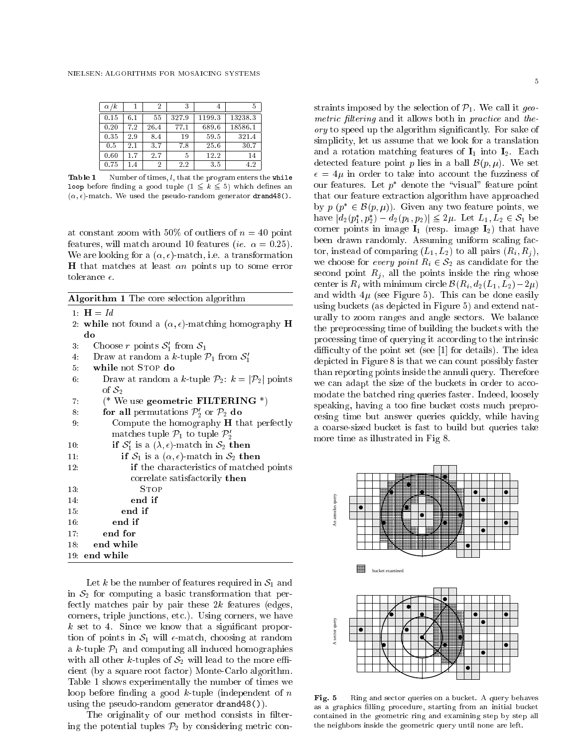| $\alpha/k$ | 1 | 2 | 3 | 4 | 5 |
|---|---|---|---|---|---|
| 0.15 | 6.1 | 55 | 327.9 | 1199.3 | 13238.3 |
| 0.20 | 7.2 | 26.4 | 77.1 | 689.6 | 18586.1 |
| 0.35 | 2.9 | 8.4 | 19 | 59.5 | 321.4 |
| 0.5 | 2.1 | 3.7 | 7.8 | 25.6 | 30.7 |
| 0.60 | 1.7 | 2.7 | 5 | 12.2 | 14 |
| 0.75 | 1.4 | 2 | 2.2 | 3.5 | 4.2 |

**Table 1** Number of times, $l$, that the program enters the `while loop` before finding a good tuple ($1 \leq k \leq 5$) which defines an $(\alpha, \epsilon)$-match. We used the pseudo-random generator `drand48()`.

at constant zoom with 50% of outliers of $n = 40$ point features, will match around 10 features (*ie.* $\alpha = 0.25$). We are looking for a $(\alpha, \epsilon)$-match, i.e. a transformation $\mathbf{H}$ that matches at least $\alpha n$ points up to some error tolerance $\epsilon$.

**Algorithm 1** The core selection algorithm

```
1: H = Id
2: while not found a (α,ε)-matching homography H do
3:    Choose r points S'_1 from S_1
4:    Draw at random a k-tuple P_1 from S'_1
5:    while not STOP do
6:       Draw at random a k-tuple P_2: k = |P_2| points of S_2
7:       (* We use geometric FILTERING *)
8:       for all permutations P'_2 or P_2 do
9:          Compute the homography H that perfectly matches tuple P_1 to tuple P'_2
10:         if S'_1 is a (λ,ε)-match in S_2 then
11:            if S_1 is a (α,ε)-match in S_2 then
12:               if the characteristics of matched points correlate satisfactorily then
13:                  STOP
14:               end if
15:            end if
16:         end if
17:      end for
18:   end while
19: end while
```

Let $k$ be the number of features required in $\mathcal{S}_1$ and in $\mathcal{S}_2$ for computing a basic transformation that perfectly matches pair by pair these $2k$ features (edges, corners, triple junctions, etc.). Using corners, we have $k$ set to 4. Since we know that a significant proportion of points in $\mathcal{S}_1$ will $\epsilon$-match, choosing at random a $k$-tuple $\mathcal{P}_1$ and computing all induced homographies with all other $k$-tuples of $\mathcal{S}_2$ will lead to the more efficient (by a square root factor) Monte-Carlo algorithm. Table 1 shows experimentally the number of times we loop before finding a good $k$-tuple (independent of $n$ using the pseudo-random generator `drand48()`).

The originality of our method consists in filtering the potential tuples $\mathcal{P}_2$ by considering metric constraints imposed by the selection of $\mathcal{P}_1$. We call it *geometric filtering* and it allows both in *practice* and *theory* to speed up the algorithm significantly. For sake of simplicity, let us assume that we look for a translation and a rotation matching features of $\mathbf{I}_1$ into $\mathbf{I}_2$. Each detected feature point $p$ lies in a ball $\mathcal{B}(p, \mu)$. We set $\epsilon = 4\mu$ in order to take into account the fuzziness of our features. Let $p^*$ denote the "visual" feature point that our feature extraction algorithm have approached by $p$ ($p^* \in \mathcal{B}(p, \mu)$). Given any two feature points, we have $|d_2(p_1^*, p_2^*) - d_2(p_1, p_2)| \leq 2\mu$. Let $L_1, L_2 \in \mathcal{S}_1$ be corner points in image $\mathbf{I}_1$ (resp. image $\mathbf{I}_2$) that have been drawn randomly. Assuming uniform scaling factor, instead of comparing $(L_1, L_2)$ to all pairs $(R_i, R_j)$, we choose for *every point* $R_i \in \mathcal{S}_2$ as candidate for the second point $R_j$, all the points inside the ring whose center is $R_i$ with minimum circle $\mathcal{B}(R_i, d_2(L_1, L_2) - 2\mu)$ and width $4\mu$ (see Figure 5). This can be done easily using buckets (as depicted in Figure 5) and extend naturally to zoom ranges and angle sectors. We balance the preprocessing time of building the buckets with the processing time of querying it according to the intrinsic difficulty of the point set (see [1] for details). The idea depicted in Figure 8 is that we can count possibly faster than reporting points inside the annuli query. Therefore we can adapt the size of the buckets in order to accomodate the batched ring queries faster. Indeed, loosely speaking, having a too fine bucket costs much preprocesing time but answer queries quickly, while having a coarse-sized bucket is fast to build but queries take more time as illustrated in Fig 8.

An annulus query

bucket examined

A sector query

**Fig. 5** Ring and sector queries on a bucket. A query behaves as a graphics filling procedure, starting from an initial bucket contained in the geometric ring and examining step by step all the neighbors inside the geometric query until none are left.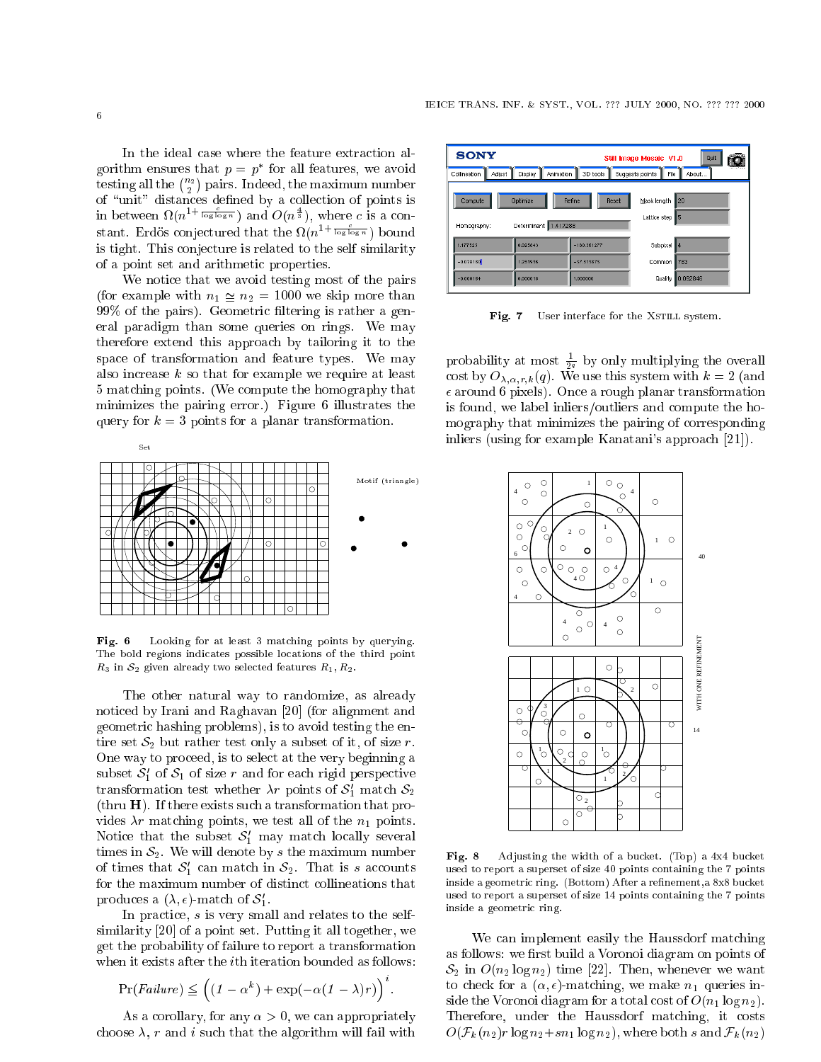In the ideal case where the feature extraction algorithm ensures that $p = p^*$ for all features, we avoid testing all the $\binom{n_2}{2}$ pairs. Indeed, the maximum number of "unit" distances defined by a collection of points is in between $\Omega(n^{1+\frac{c}{\log \log n}})$ and $O(n^{\frac{4}{3}})$, where $c$ is a constant. Erdös conjectured that the $\Omega(n^{1+\frac{c}{\log \log n}})$ bound is tight. This conjecture is related to the self similarity of a point set and arithmetic properties.

We notice that we avoid testing most of the pairs (for example with $n_1 \simeq n_2 = 1000$ we skip more than 99% of the pairs). Geometric filtering is rather a general paradigm than some queries on rings. We may therefore extend this approach by tailoring it to the space of transformation and feature types. We may also increase $k$ so that for example we require at least 5 matching points. (We compute the homography that minimizes the pairing error.) Figure 6 illustrates the query for $k = 3$ points for a planar transformation.

**Fig. 6** Looking for at least 3 matching points by querying. The bold regions indicates possible locations of the third point $R_3$ in $\mathcal{S}_2$ given already two selected features $R_1, R_2$.

The other natural way to randomize, as already noticed by Irani and Raghavan [20] (for alignment and geometric hashing problems), is to avoid testing the entire set $\mathcal{S}_2$ but rather test only a subset of it, of size $r$. One way to proceed, is to select at the very beginning a subset $\mathcal{S}'_1$ of $\mathcal{S}_1$ of size $r$ and for each rigid perspective transformation test whether $\lambda r$ points of $\mathcal{S}'_1$ match $\mathcal{S}_2$ (thru $\mathbf{H}$). If there exists such a transformation that provides $\lambda r$ matching points, we test all of the $n_1$ points. Notice that the subset $\mathcal{S}'_1$ may match locally several times in $\mathcal{S}_2$. We will denote by $s$ the maximum number of times that $\mathcal{S}'_1$ can match in $\mathcal{S}_2$. That is $s$ accounts for the maximum number of distinct collineations that produces a $(\lambda, \epsilon)$-match of $\mathcal{S}'_1$.

In practice, $s$ is very small and relates to the self-similarity [20] of a point set. Putting it all together, we get the probability of failure to report a transformation when it exists after the $i$th iteration bounded as follows:

$$\Pr(\mathit{Failure}) \leqq \left((1-\alpha^k) + \exp(-\alpha(1-\lambda)r)\right)^i.$$

As a corollary, for any $\alpha > 0$, we can appropriately choose $\lambda$, $r$ and $i$ such that the algorithm will fail with probability at most $\frac{1}{2^q}$ by only multiplying the overall cost by $O_{\lambda,\alpha,r,k}(q)$. We use this system with $k = 2$ (and $\epsilon$ around 6 pixels). Once a rough planar transformation is found, we label inliers/outliers and compute the homography that minimizes the pairing of corresponding inliers (using for example Kanatani's approach [21]).

**Fig. 7** User interface for the XSTILL system.

**Fig. 8** Adjusting the width of a bucket. (Top) a 4x4 bucket used to report a superset of size 40 points containing the 7 points inside a geometric ring. (Bottom) After a refinement,a 8x8 bucket used to report a superset of size 14 points containing the 7 points inside a geometric ring.

We can implement easily the Haussdorf matching as follows: we first build a Voronoi diagram on points of $\mathcal{S}_2$ in $O(n_2 \log n_2)$ time [22]. Then, whenever we want to check for a $(\alpha, \epsilon)$-matching, we make $n_1$ queries inside the Voronoi diagram for a total cost of $O(n_1 \log n_2)$. Therefore, under the Haussdorf matching, it costs $O(\mathcal{F}_k(n_2) r \log n_2 + s n_1 \log n_2)$, where both $s$ and $\mathcal{F}_k(n_2)$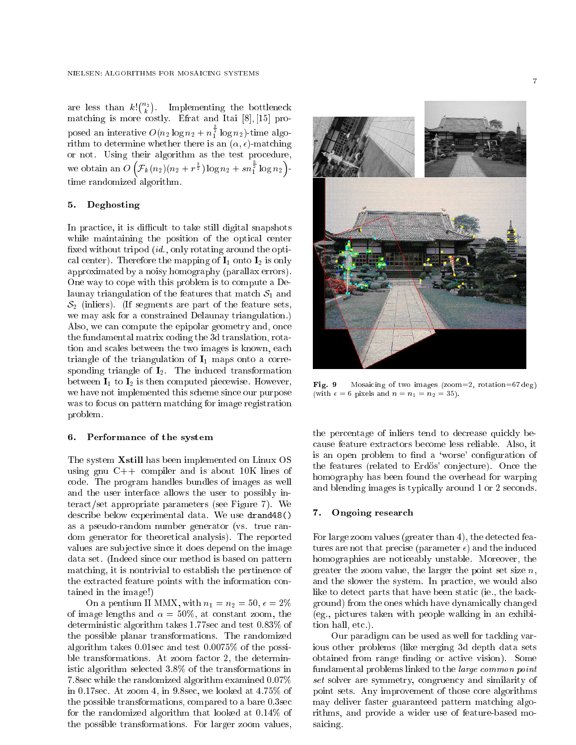are less than $k!\binom{n_2}{k}$. Implementing the bottleneck matching is more costly. Efrat and Itai [8], [15] proposed an interative $O(n_2 \log n_2 + n_1^{\frac{3}{2}} \log n_2)$-time algorithm to determine whether there is an $(\alpha, \epsilon)$-matching or not. Using their algorithm as the test procedure, we obtain an $O\left(\mathcal{F}_k(n_2)(n_2 + r^{\frac{3}{2}})\log n_2 + sn_1^{\frac{3}{2}} \log n_2\right)$-time randomized algorithm.

## 5. Deghosting

In practice, it is difficult to take still digital snapshots while maintaining the position of the optical center fixed without tripod (*id.*, only rotating around the optical center). Therefore the mapping of $\mathbf{I}_1$ onto $\mathbf{I}_2$ is only approximated by a noisy homography (parallax errors). One way to cope with this problem is to compute a Delaunay triangulation of the features that match $\mathcal{S}_1$ and $\mathcal{S}_2$ (inliers). (If segments are part of the feature sets, we may ask for a constrained Delaunay triangulation.) Also, we can compute the epipolar geometry and, once the fundamental matrix coding the 3d translation, rotation and scales between the two images is known, each triangle of the triangulation of $\mathbf{I}_1$ maps onto a corresponding triangle of $\mathbf{I}_2$. The induced transformation between $\mathbf{I}_1$ to $\mathbf{I}_2$ is then computed piecewise. However, we have not implemented this scheme since our purpose was to focus on pattern matching for image registration problem.

## 6. Performance of the system

The system **Xstill** has been implemented on Linux OS using gnu C++ compiler and is about 10K lines of code. The program handles bundles of images as well and the user interface allows the user to possibly interact/set appropriate parameters (see Figure 7). We describe below experimental data. We use `drand48()` as a pseudo-random number generator (vs. true random generator for theoretical analysis). The reported values are subjective since it does depend on the image data set. (Indeed since our method is based on pattern matching, it is nontrivial to establish the pertinence of the extracted feature points with the information contained in the image!)

On a pentium II MMX, with $n_1 = n_2 = 50$, $\epsilon = 2\%$ of image lengths and $\alpha = 50\%$, at constant zoom, the deterministic algorithm takes 1.77sec and test 0.83% of the possible planar transformations. The randomized algorithm takes 0.01sec and test 0.0075% of the possible transformations. At zoom factor 2, the deterministic algorithm selected 3.8% of the transformations in 7.8sec while the randomized algorithm examined 0.07% in 0.17sec. At zoom 4, in 9.8sec, we looked at 4.75% of the possible transformations, compared to a bare 0.3sec for the randomized algorithm that looked at 0.14% of the possible transformations. For larger zoom values, the percentage of inliers tend to decrease quickly because feature extractors become less reliable. Also, it is an open problem to find a 'worse' configuration of the features (related to Erdös' conjecture). Once the homography has been found the overhead for warping and blending images is typically around 1 or 2 seconds.

**Fig. 9** Mosaicing of two images (zoom=2, rotation=67 deg) (with $\epsilon = 6$ pixels and $n = n_1 = n_2 = 35$).

## 7. Ongoing research

For large zoom values (greater than 4), the detected features are not that precise (parameter $\epsilon$) and the induced homographies are noticeably unstable. Moreover, the greater the zoom value, the larger the point set size $n$, and the slower the system. In practice, we would also like to detect parts that have been static (ie., the background) from the ones which have dynamically changed (eg., pictures taken with people walking in an exhibition hall, etc.).

Our paradigm can be used as well for tackling various other problems (like merging 3d depth data sets obtained from range finding or active vision). Some fundamental problems linked to the *large common point set* solver are symmetry, congruency and similarity of point sets. Any improvement of those core algorithms may deliver faster guaranteed pattern matching algorithms, and provide a wider use of feature-based mosaicing.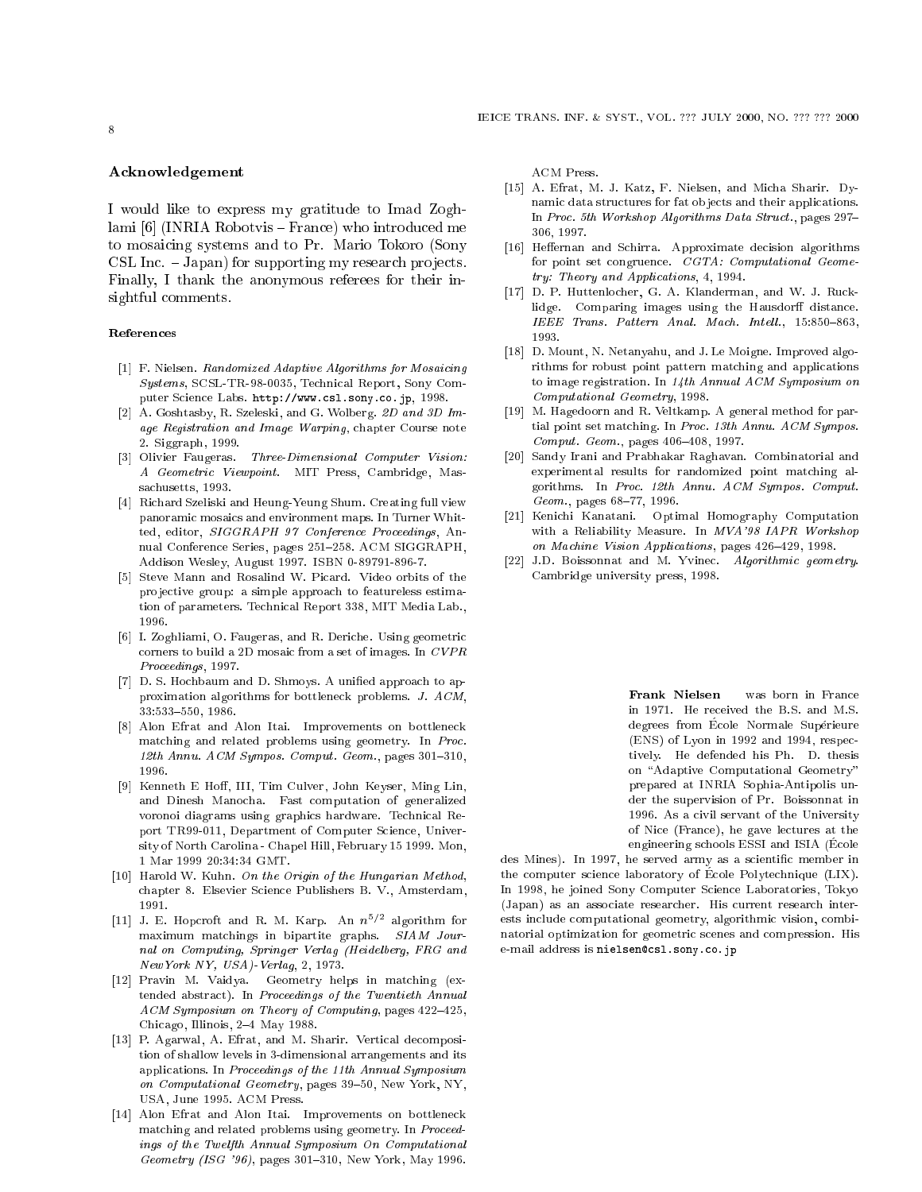## Acknowledgement

I would like to express my gratitude to Imad Zoghlami [6] (INRIA Robotvis – France) who introduced me to mosaicing systems and to Pr. Mario Tokoro (Sony CSL Inc. – Japan) for supporting my research projects. Finally, I thank the anonymous referees for their insightful comments.

### References

[1] F. Nielsen. *Randomized Adaptive Algorithms for Mosaicing Systems*, SCSL-TR-98-0035, Technical Report, Sony Computer Science Labs. `http://www.csl.sony.co.jp`, 1998.

[2] A. Goshtasby, R. Szeleski, and G. Wolberg. *2D and 3D Image Registration and Image Warping*, chapter Course note 2. Siggraph, 1999.

[3] Olivier Faugeras. *Three-Dimensional Computer Vision: A Geometric Viewpoint*. MIT Press, Cambridge, Massachusetts, 1993.

[4] Richard Szeliski and Heung-Yeung Shum. Creating full view panoramic mosaics and environment maps. In Turner Whitted, editor, *SIGGRAPH 97 Conference Proceedings*, Annual Conference Series, pages 251–258. ACM SIGGRAPH, Addison Wesley, August 1997. ISBN 0-89791-896-7.

[5] Steve Mann and Rosalind W. Picard. Video orbits of the projective group: a simple approach to featureless estimation of parameters. Technical Report 338, MIT Media Lab., 1996.

[6] I. Zoghliami, O. Faugeras, and R. Deriche. Using geometric corners to build a 2D mosaic from a set of images. In *CVPR Proceedings*, 1997.

[7] D. S. Hochbaum and D. Shmoys. A unified approach to approximation algorithms for bottleneck problems. *J. ACM*, 33:533–550, 1986.

[8] Alon Efrat and Alon Itai. Improvements on bottleneck matching and related problems using geometry. In *Proc. 12th Annu. ACM Sympos. Comput. Geom.*, pages 301–310, 1996.

[9] Kenneth E Hoff, III, Tim Culver, John Keyser, Ming Lin, and Dinesh Manocha. Fast computation of generalized voronoi diagrams using graphics hardware. Technical Report TR99-011, Department of Computer Science, University of North Carolina - Chapel Hill, February 15 1999. Mon, 1 Mar 1999 20:34:34 GMT.

[10] Harold W. Kuhn. *On the Origin of the Hungarian Method*, chapter 8. Elsevier Science Publishers B. V., Amsterdam, 1991.

[11] J. E. Hopcroft and R. M. Karp. An $n^{5/2}$ algorithm for maximum matchings in bipartite graphs. *SIAM Journal on Computing, Springer Verlag (Heidelberg, FRG and NewYork NY, USA)-Verlag*, 2, 1973.

[12] Pravin M. Vaidya. Geometry helps in matching (extended abstract). In *Proceedings of the Twentieth Annual ACM Symposium on Theory of Computing*, pages 422–425, Chicago, Illinois, 2–4 May 1988.

[13] P. Agarwal, A. Efrat, and M. Sharir. Vertical decomposition of shallow levels in 3-dimensional arrangements and its applications. In *Proceedings of the 11th Annual Symposium on Computational Geometry*, pages 39–50, New York, NY, USA, June 1995. ACM Press.

[14] Alon Efrat and Alon Itai. Improvements on bottleneck matching and related problems using geometry. In *Proceedings of the Twelfth Annual Symposium On Computational Geometry (ISG '96)*, pages 301–310, New York, May 1996. ACM Press.

[15] A. Efrat, M. J. Katz, F. Nielsen, and Micha Sharir. Dynamic data structures for fat objects and their applications. In *Proc. 5th Workshop Algorithms Data Struct.*, pages 297–306, 1997.

[16] Heffernan and Schirra. Approximate decision algorithms for point set congruence. *CGTA: Computational Geometry: Theory and Applications*, 4, 1994.

[17] D. P. Huttenlocher, G. A. Klanderman, and W. J. Rucklidge. Comparing images using the Hausdorff distance. *IEEE Trans. Pattern Anal. Mach. Intell.*, 15:850–863, 1993.

[18] D. Mount, N. Netanyahu, and J. Le Moigne. Improved algorithms for robust point pattern matching and applications to image registration. In *14th Annual ACM Symposium on Computational Geometry*, 1998.

[19] M. Hagedoorn and R. Veltkamp. A general method for partial point set matching. In *Proc. 13th Annu. ACM Sympos. Comput. Geom.*, pages 406–408, 1997.

[20] Sandy Irani and Prabhakar Raghavan. Combinatorial and experimental results for randomized point matching algorithms. In *Proc. 12th Annu. ACM Sympos. Comput. Geom.*, pages 68–77, 1996.

[21] Kenichi Kanatani. Optimal Homography Computation with a Reliability Measure. In *MVA'98 IAPR Workshop on Machine Vision Applications*, pages 426–429, 1998.

[22] J.D. Boissonnat and M. Yvinec. *Algorithmic geometry*. Cambridge university press, 1998.

**Frank Nielsen** was born in France in 1971. He received the B.S. and M.S. degrees from École Normale Supérieure (ENS) of Lyon in 1992 and 1994, respectively. He defended his Ph. D. thesis on "Adaptive Computational Geometry" prepared at INRIA Sophia-Antipolis under the supervision of Pr. Boissonnat in 1996. As a civil servant of the University of Nice (France), he gave lectures at the engineering schools ESSI and ISIA (École des Mines). In 1997, he served army as a scientific member in the computer science laboratory of École Polytechnique (LIX). In 1998, he joined Sony Computer Science Laboratories, Tokyo (Japan) as an associate researcher. His current research interests include computational geometry, algorithmic vision, combinatorial optimization for geometric scenes and compression. His e-mail address is `nielsen@csl.sony.co.jp`